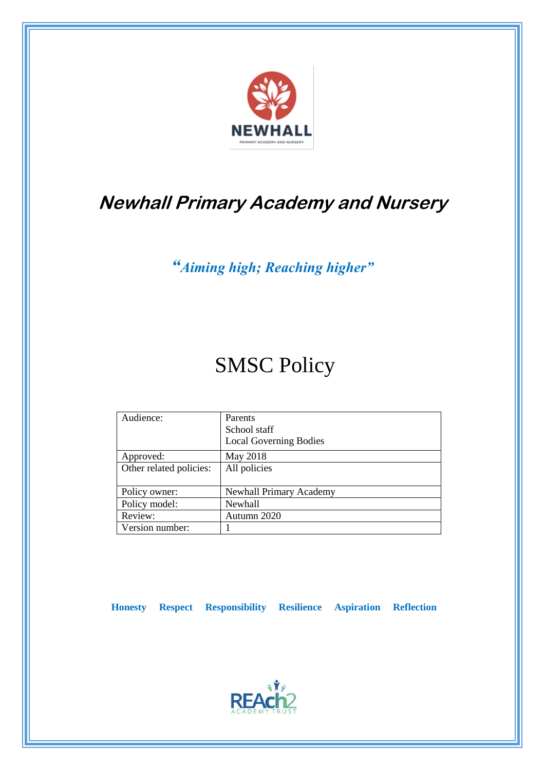NEWHALL

PRIMARY ACADEMY AND NURSERY

# Newhall Primary Academy and Nursery

*"Aiming high; Reaching higher"*

# SMSC Policy

| Audience: | Parents<br>School staff<br>Local Governing Bodies |
|---|---|
| Approved: | May 2018 |
| Other related policies: | All policies |
| Policy owner: | Newhall Primary Academy |
| Policy model: | Newhall |
| Review: | Autumn 2020 |
| Version number: | 1 |

**Honesty** **Respect** **Responsibility** **Resilience** **Aspiration** **Reflection**

REAch2 ACADEMY TRUST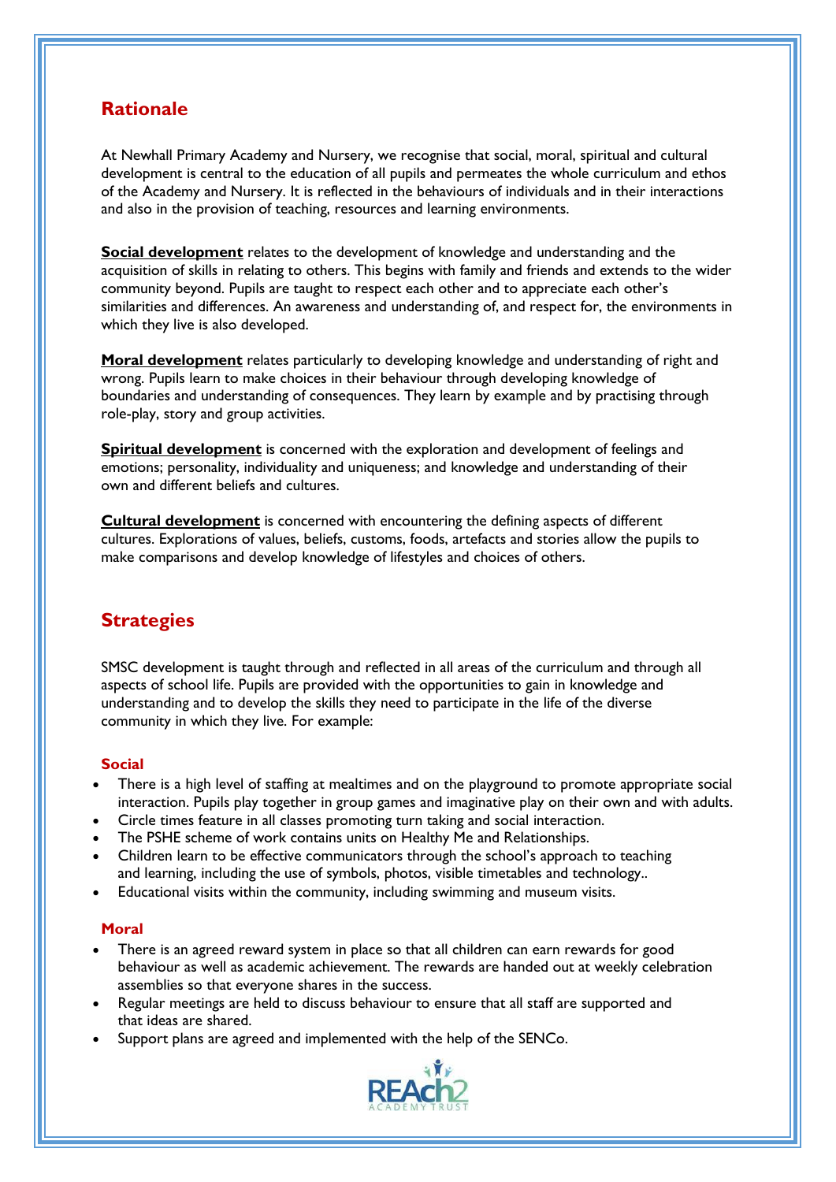## Rationale

At Newhall Primary Academy and Nursery, we recognise that social, moral, spiritual and cultural development is central to the education of all pupils and permeates the whole curriculum and ethos of the Academy and Nursery. It is reflected in the behaviours of individuals and in their interactions and also in the provision of teaching, resources and learning environments.

**Social development** relates to the development of knowledge and understanding and the acquisition of skills in relating to others. This begins with family and friends and extends to the wider community beyond. Pupils are taught to respect each other and to appreciate each other's similarities and differences. An awareness and understanding of, and respect for, the environments in which they live is also developed.

**Moral development** relates particularly to developing knowledge and understanding of right and wrong. Pupils learn to make choices in their behaviour through developing knowledge of boundaries and understanding of consequences. They learn by example and by practising through role-play, story and group activities.

**Spiritual development** is concerned with the exploration and development of feelings and emotions; personality, individuality and uniqueness; and knowledge and understanding of their own and different beliefs and cultures.

**Cultural development** is concerned with encountering the defining aspects of different cultures. Explorations of values, beliefs, customs, foods, artefacts and stories allow the pupils to make comparisons and develop knowledge of lifestyles and choices of others.

## Strategies

SMSC development is taught through and reflected in all areas of the curriculum and through all aspects of school life. Pupils are provided with the opportunities to gain in knowledge and understanding and to develop the skills they need to participate in the life of the diverse community in which they live. For example:

### Social

- There is a high level of staffing at mealtimes and on the playground to promote appropriate social interaction. Pupils play together in group games and imaginative play on their own and with adults.
- Circle times feature in all classes promoting turn taking and social interaction.
- The PSHE scheme of work contains units on Healthy Me and Relationships.
- Children learn to be effective communicators through the school's approach to teaching and learning, including the use of symbols, photos, visible timetables and technology..
- Educational visits within the community, including swimming and museum visits.

### Moral

- There is an agreed reward system in place so that all children can earn rewards for good behaviour as well as academic achievement. The rewards are handed out at weekly celebration assemblies so that everyone shares in the success.
- Regular meetings are held to discuss behaviour to ensure that all staff are supported and that ideas are shared.
- Support plans are agreed and implemented with the help of the SENCo.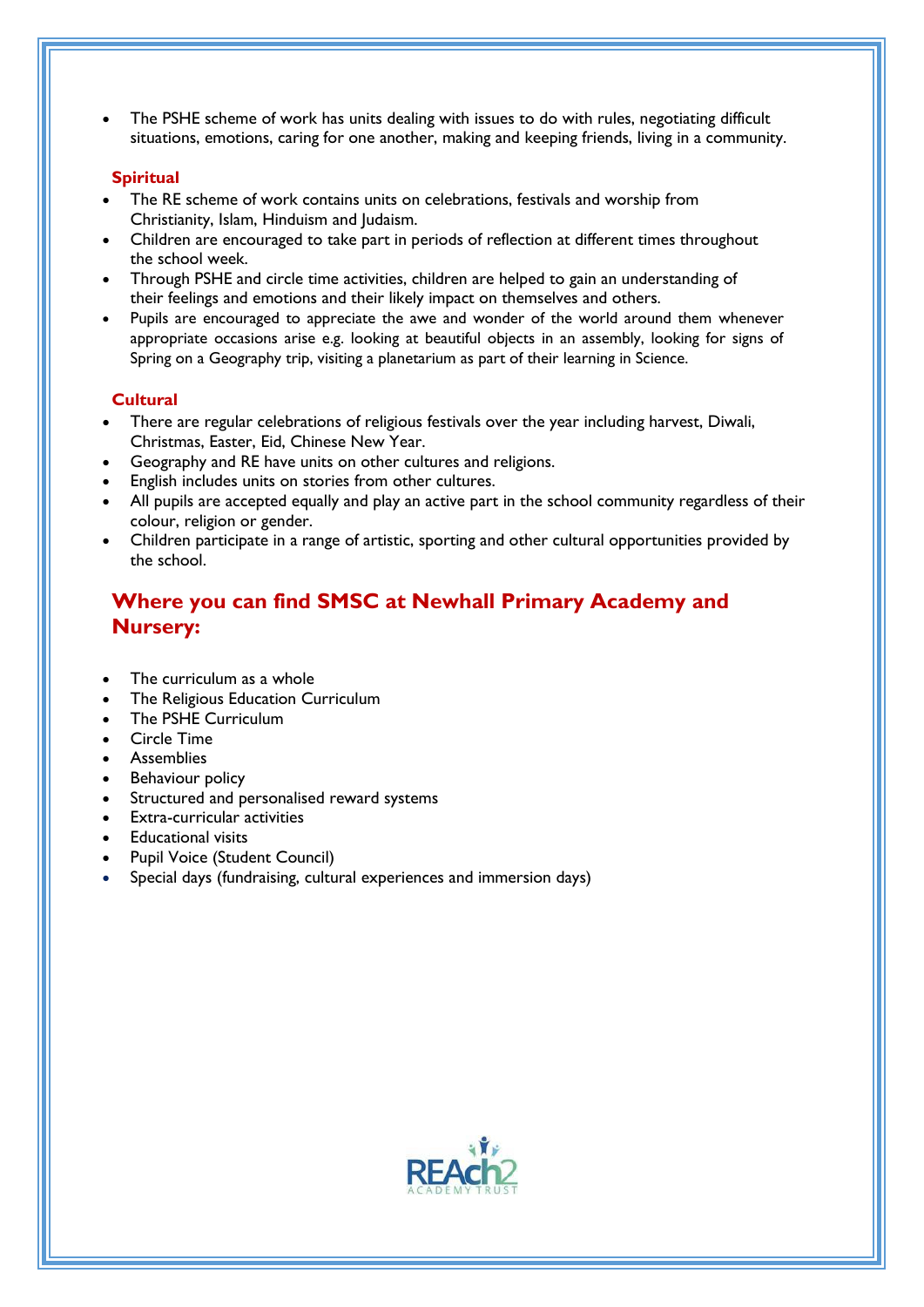- The PSHE scheme of work has units dealing with issues to do with rules, negotiating difficult situations, emotions, caring for one another, making and keeping friends, living in a community.

**Spiritual**

- The RE scheme of work contains units on celebrations, festivals and worship from Christianity, Islam, Hinduism and Judaism.
- Children are encouraged to take part in periods of reflection at different times throughout the school week.
- Through PSHE and circle time activities, children are helped to gain an understanding of their feelings and emotions and their likely impact on themselves and others.
- Pupils are encouraged to appreciate the awe and wonder of the world around them whenever appropriate occasions arise e.g. looking at beautiful objects in an assembly, looking for signs of Spring on a Geography trip, visiting a planetarium as part of their learning in Science.

**Cultural**

- There are regular celebrations of religious festivals over the year including harvest, Diwali, Christmas, Easter, Eid, Chinese New Year.
- Geography and RE have units on other cultures and religions.
- English includes units on stories from other cultures.
- All pupils are accepted equally and play an active part in the school community regardless of their colour, religion or gender.
- Children participate in a range of artistic, sporting and other cultural opportunities provided by the school.

## Where you can find SMSC at Newhall Primary Academy and Nursery:

- The curriculum as a whole
- The Religious Education Curriculum
- The PSHE Curriculum
- Circle Time
- Assemblies
- Behaviour policy
- Structured and personalised reward systems
- Extra-curricular activities
- Educational visits
- Pupil Voice (Student Council)
- Special days (fundraising, cultural experiences and immersion days)

REAch2 ACADEMY TRUST